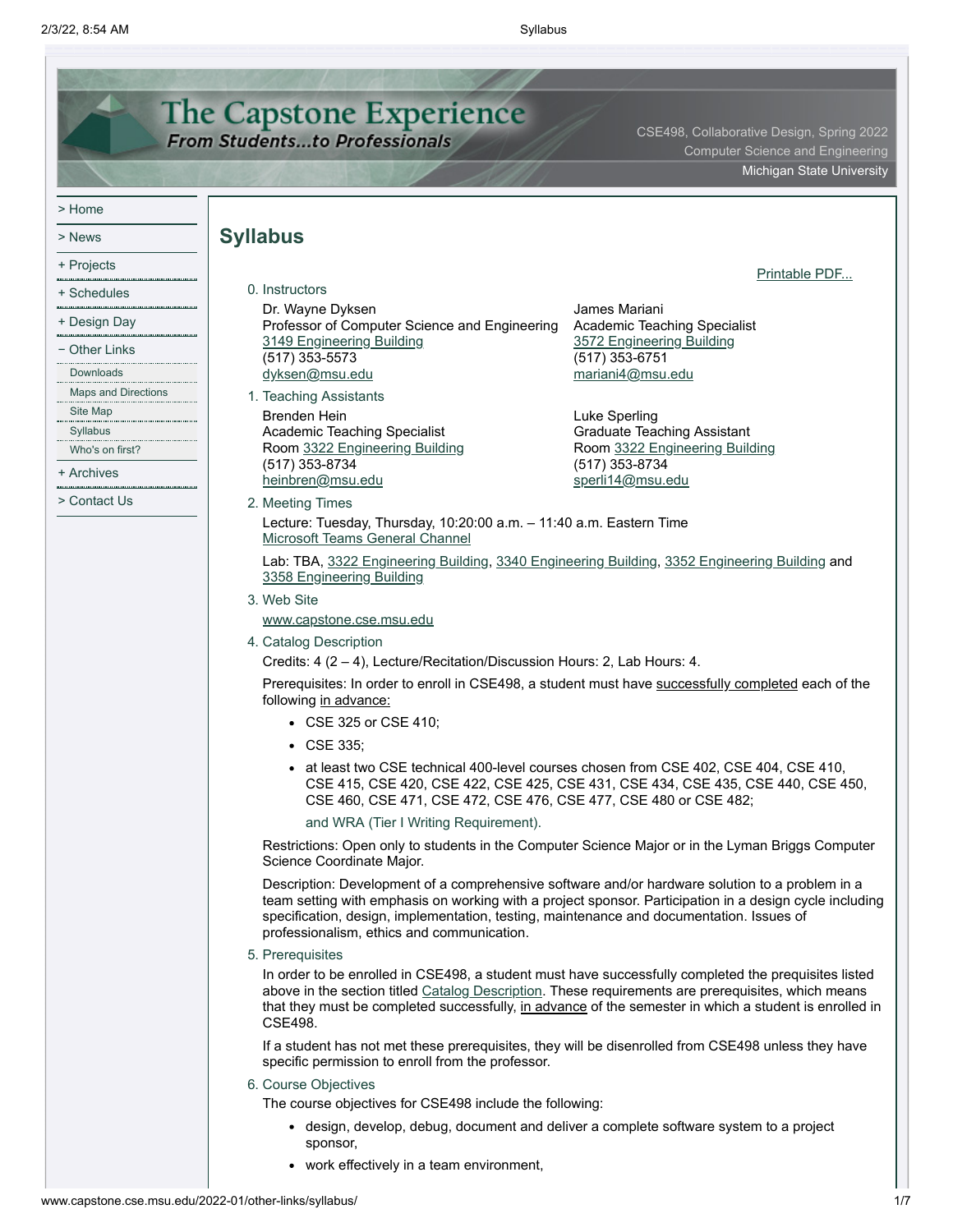# The Capstone Experience

**From Students...to Professionals**

CSE498, Collaborative Design, Spring 2022
Computer Science and Engineering
Michigan State University

- > Home
- > News
- + Projects
- + Schedules
- + Design Day
- − Other Links
  - Downloads
  - Maps and Directions
  - Site Map
  - Syllabus
  - Who's on first?
- + Archives
- > Contact Us

## Syllabus

Printable PDF...

0. Instructors

   Dr. Wayne Dyksen
   Professor of Computer Science and Engineering
   3149 Engineering Building
   (517) 353-5573
   dyksen@msu.edu

   James Mariani
   Academic Teaching Specialist
   3572 Engineering Building
   (517) 353-6751
   mariani4@msu.edu

1. Teaching Assistants

   Brenden Hein
   Academic Teaching Specialist
   Room 3322 Engineering Building
   (517) 353-8734
   heinbren@msu.edu

   Luke Sperling
   Graduate Teaching Assistant
   Room 3322 Engineering Building
   (517) 353-8734
   sperli14@msu.edu

2. Meeting Times

   Lecture: Tuesday, Thursday, 10:20:00 a.m. – 11:40 a.m. Eastern Time
   Microsoft Teams General Channel

   Lab: TBA, 3322 Engineering Building, 3340 Engineering Building, 3352 Engineering Building and 3358 Engineering Building

3. Web Site

   www.capstone.cse.msu.edu

4. Catalog Description

   Credits: 4 (2 – 4), Lecture/Recitation/Discussion Hours: 2, Lab Hours: 4.

   Prerequisites: In order to enroll in CSE498, a student must have successfully completed each of the following in advance:

   - CSE 325 or CSE 410;
   - CSE 335;
   - at least two CSE technical 400-level courses chosen from CSE 402, CSE 404, CSE 410, CSE 415, CSE 420, CSE 422, CSE 425, CSE 431, CSE 434, CSE 435, CSE 440, CSE 450, CSE 460, CSE 471, CSE 472, CSE 476, CSE 477, CSE 480 or CSE 482;

     and WRA (Tier I Writing Requirement).

   Restrictions: Open only to students in the Computer Science Major or in the Lyman Briggs Computer Science Coordinate Major.

   Description: Development of a comprehensive software and/or hardware solution to a problem in a team setting with emphasis on working with a project sponsor. Participation in a design cycle including specification, design, implementation, testing, maintenance and documentation. Issues of professionalism, ethics and communication.

5. Prerequisites

   In order to be enrolled in CSE498, a student must have successfully completed the prequisites listed above in the section titled Catalog Description. These requirements are prerequisites, which means that they must be completed successfully, in advance of the semester in which a student is enrolled in CSE498.

   If a student has not met these prerequisites, they will be disenrolled from CSE498 unless they have specific permission to enroll from the professor.

6. Course Objectives

   The course objectives for CSE498 include the following:

   - design, develop, debug, document and deliver a complete software system to a project sponsor,
   - work effectively in a team environment,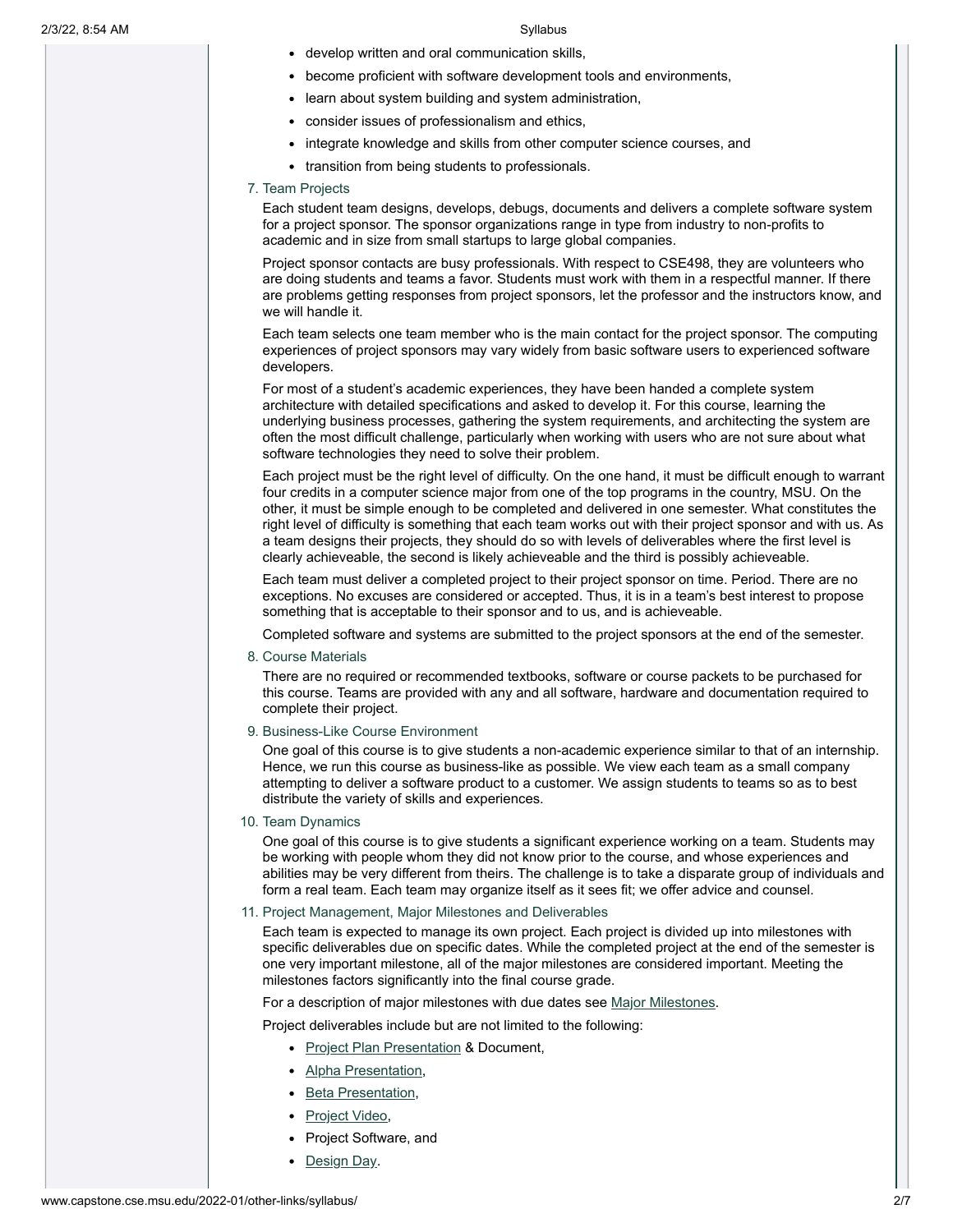- develop written and oral communication skills,
- become proficient with software development tools and environments,
- learn about system building and system administration,
- consider issues of professionalism and ethics,
- integrate knowledge and skills from other computer science courses, and
- transition from being students to professionals.

7. Team Projects

   Each student team designs, develops, debugs, documents and delivers a complete software system for a project sponsor. The sponsor organizations range in type from industry to non-profits to academic and in size from small startups to large global companies.

   Project sponsor contacts are busy professionals. With respect to CSE498, they are volunteers who are doing students and teams a favor. Students must work with them in a respectful manner. If there are problems getting responses from project sponsors, let the professor and the instructors know, and we will handle it.

   Each team selects one team member who is the main contact for the project sponsor. The computing experiences of project sponsors may vary widely from basic software users to experienced software developers.

   For most of a student's academic experiences, they have been handed a complete system architecture with detailed specifications and asked to develop it. For this course, learning the underlying business processes, gathering the system requirements, and architecting the system are often the most difficult challenge, particularly when working with users who are not sure about what software technologies they need to solve their problem.

   Each project must be the right level of difficulty. On the one hand, it must be difficult enough to warrant four credits in a computer science major from one of the top programs in the country, MSU. On the other, it must be simple enough to be completed and delivered in one semester. What constitutes the right level of difficulty is something that each team works out with their project sponsor and with us. As a team designs their projects, they should do so with levels of deliverables where the first level is clearly achieveable, the second is likely achieveable and the third is possibly achieveable.

   Each team must deliver a completed project to their project sponsor on time. Period. There are no exceptions. No excuses are considered or accepted. Thus, it is in a team's best interest to propose something that is acceptable to their sponsor and to us, and is achieveable.

   Completed software and systems are submitted to the project sponsors at the end of the semester.

8. Course Materials

   There are no required or recommended textbooks, software or course packets to be purchased for this course. Teams are provided with any and all software, hardware and documentation required to complete their project.

9. Business-Like Course Environment

   One goal of this course is to give students a non-academic experience similar to that of an internship. Hence, we run this course as business-like as possible. We view each team as a small company attempting to deliver a software product to a customer. We assign students to teams so as to best distribute the variety of skills and experiences.

10. Team Dynamics

    One goal of this course is to give students a significant experience working on a team. Students may be working with people whom they did not know prior to the course, and whose experiences and abilities may be very different from theirs. The challenge is to take a disparate group of individuals and form a real team. Each team may organize itself as it sees fit; we offer advice and counsel.

11. Project Management, Major Milestones and Deliverables

    Each team is expected to manage its own project. Each project is divided up into milestones with specific deliverables due on specific dates. While the completed project at the end of the semester is one very important milestone, all of the major milestones are considered important. Meeting the milestones factors significantly into the final course grade.

    For a description of major milestones with due dates see Major Milestones.

    Project deliverables include but are not limited to the following:

    - Project Plan Presentation & Document,
    - Alpha Presentation,
    - Beta Presentation,
    - Project Video,
    - Project Software, and
    - Design Day.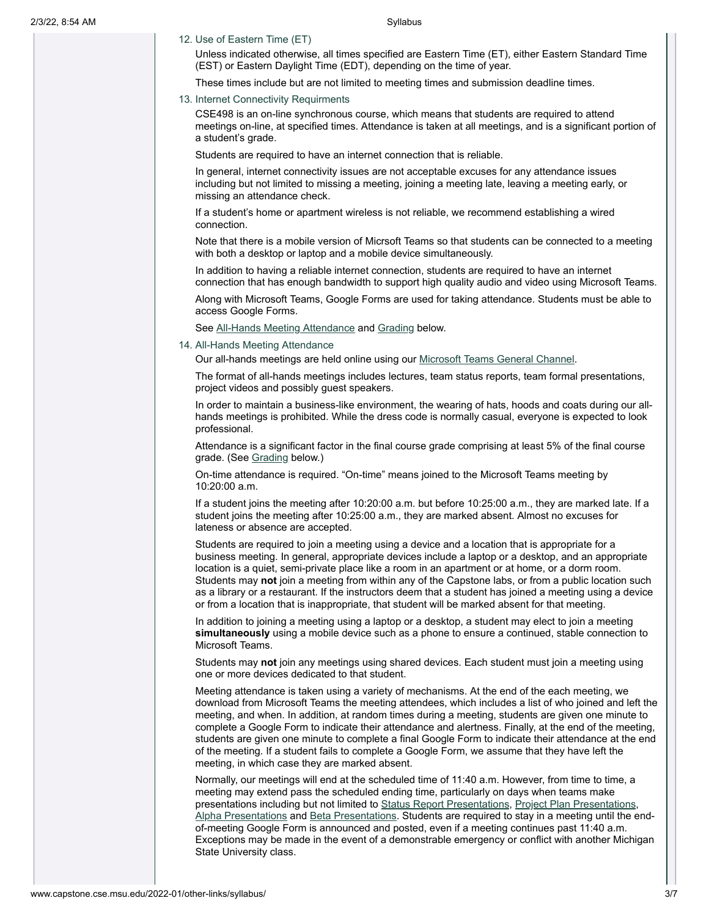### 12. Use of Eastern Time (ET)

Unless indicated otherwise, all times specified are Eastern Time (ET), either Eastern Standard Time (EST) or Eastern Daylight Time (EDT), depending on the time of year.

These times include but are not limited to meeting times and submission deadline times.

### 13. Internet Connectivity Requirments

CSE498 is an on-line synchronous course, which means that students are required to attend meetings on-line, at specified times. Attendance is taken at all meetings, and is a significant portion of a student's grade.

Students are required to have an internet connection that is reliable.

In general, internet connectivity issues are not acceptable excuses for any attendance issues including but not limited to missing a meeting, joining a meeting late, leaving a meeting early, or missing an attendance check.

If a student's home or apartment wireless is not reliable, we recommend establishing a wired connection.

Note that there is a mobile version of Micrsoft Teams so that students can be connected to a meeting with both a desktop or laptop and a mobile device simultaneously.

In addition to having a reliable internet connection, students are required to have an internet connection that has enough bandwidth to support high quality audio and video using Microsoft Teams.

Along with Microsoft Teams, Google Forms are used for taking attendance. Students must be able to access Google Forms.

See All-Hands Meeting Attendance and Grading below.

### 14. All-Hands Meeting Attendance

Our all-hands meetings are held online using our Microsoft Teams General Channel.

The format of all-hands meetings includes lectures, team status reports, team formal presentations, project videos and possibly guest speakers.

In order to maintain a business-like environment, the wearing of hats, hoods and coats during our all-hands meetings is prohibited. While the dress code is normally casual, everyone is expected to look professional.

Attendance is a significant factor in the final course grade comprising at least 5% of the final course grade. (See Grading below.)

On-time attendance is required. "On-time" means joined to the Microsoft Teams meeting by 10:20:00 a.m.

If a student joins the meeting after 10:20:00 a.m. but before 10:25:00 a.m., they are marked late. If a student joins the meeting after 10:25:00 a.m., they are marked absent. Almost no excuses for lateness or absence are accepted.

Students are required to join a meeting using a device and a location that is appropriate for a business meeting. In general, appropriate devices include a laptop or a desktop, and an appropriate location is a quiet, semi-private place like a room in an apartment or at home, or a dorm room. Students may **not** join a meeting from within any of the Capstone labs, or from a public location such as a library or a restaurant. If the instructors deem that a student has joined a meeting using a device or from a location that is inappropriate, that student will be marked absent for that meeting.

In addition to joining a meeting using a laptop or a desktop, a student may elect to join a meeting **simultaneously** using a mobile device such as a phone to ensure a continued, stable connection to Microsoft Teams.

Students may **not** join any meetings using shared devices. Each student must join a meeting using one or more devices dedicated to that student.

Meeting attendance is taken using a variety of mechanisms. At the end of the each meeting, we download from Microsoft Teams the meeting attendees, which includes a list of who joined and left the meeting, and when. In addition, at random times during a meeting, students are given one minute to complete a Google Form to indicate their attendance and alertness. Finally, at the end of the meeting, students are given one minute to complete a final Google Form to indicate their attendance at the end of the meeting. If a student fails to complete a Google Form, we assume that they have left the meeting, in which case they are marked absent.

Normally, our meetings will end at the scheduled time of 11:40 a.m. However, from time to time, a meeting may extend pass the scheduled ending time, particularly on days when teams make presentations including but not limited to Status Report Presentations, Project Plan Presentations, Alpha Presentations and Beta Presentations. Students are required to stay in a meeting until the end-of-meeting Google Form is announced and posted, even if a meeting continues past 11:40 a.m. Exceptions may be made in the event of a demonstrable emergency or conflict with another Michigan State University class.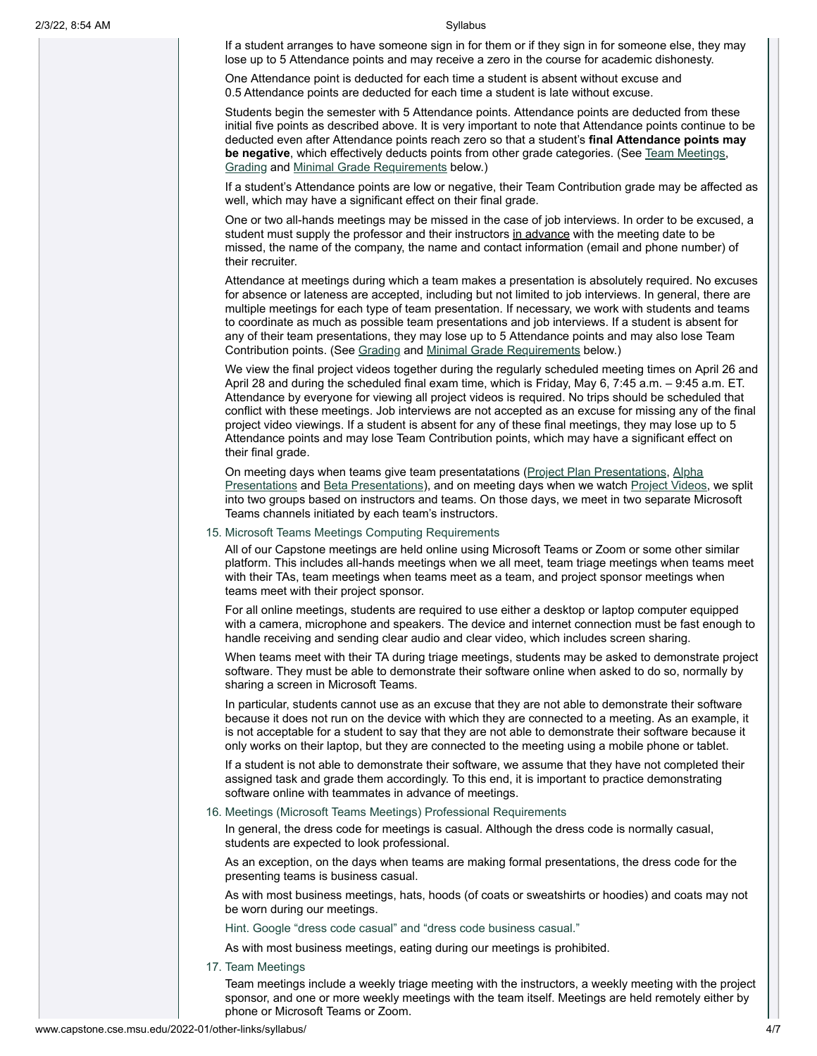If a student arranges to have someone sign in for them or if they sign in for someone else, they may lose up to 5 Attendance points and may receive a zero in the course for academic dishonesty.

One Attendance point is deducted for each time a student is absent without excuse and 0.5 Attendance points are deducted for each time a student is late without excuse.

Students begin the semester with 5 Attendance points. Attendance points are deducted from these initial five points as described above. It is very important to note that Attendance points continue to be deducted even after Attendance points reach zero so that a student's **final Attendance points may be negative**, which effectively deducts points from other grade categories. (See Team Meetings, Grading and Minimal Grade Requirements below.)

If a student's Attendance points are low or negative, their Team Contribution grade may be affected as well, which may have a significant effect on their final grade.

One or two all-hands meetings may be missed in the case of job interviews. In order to be excused, a student must supply the professor and their instructors in advance with the meeting date to be missed, the name of the company, the name and contact information (email and phone number) of their recruiter.

Attendance at meetings during which a team makes a presentation is absolutely required. No excuses for absence or lateness are accepted, including but not limited to job interviews. In general, there are multiple meetings for each type of team presentation. If necessary, we work with students and teams to coordinate as much as possible team presentations and job interviews. If a student is absent for any of their team presentations, they may lose up to 5 Attendance points and may also lose Team Contribution points. (See Grading and Minimal Grade Requirements below.)

We view the final project videos together during the regularly scheduled meeting times on April 26 and April 28 and during the scheduled final exam time, which is Friday, May 6, 7:45 a.m. – 9:45 a.m. ET. Attendance by everyone for viewing all project videos is required. No trips should be scheduled that conflict with these meetings. Job interviews are not accepted as an excuse for missing any of the final project video viewings. If a student is absent for any of these final meetings, they may lose up to 5 Attendance points and may lose Team Contribution points, which may have a significant effect on their final grade.

On meeting days when teams give team presentatations (Project Plan Presentations, Alpha Presentations and Beta Presentations), and on meeting days when we watch Project Videos, we split into two groups based on instructors and teams. On those days, we meet in two separate Microsoft Teams channels initiated by each team's instructors.

15. Microsoft Teams Meetings Computing Requirements

All of our Capstone meetings are held online using Microsoft Teams or Zoom or some other similar platform. This includes all-hands meetings when we all meet, team triage meetings when teams meet with their TAs, team meetings when teams meet as a team, and project sponsor meetings when teams meet with their project sponsor.

For all online meetings, students are required to use either a desktop or laptop computer equipped with a camera, microphone and speakers. The device and internet connection must be fast enough to handle receiving and sending clear audio and clear video, which includes screen sharing.

When teams meet with their TA during triage meetings, students may be asked to demonstrate project software. They must be able to demonstrate their software online when asked to do so, normally by sharing a screen in Microsoft Teams.

In particular, students cannot use as an excuse that they are not able to demonstrate their software because it does not run on the device with which they are connected to a meeting. As an example, it is not acceptable for a student to say that they are not able to demonstrate their software because it only works on their laptop, but they are connected to the meeting using a mobile phone or tablet.

If a student is not able to demonstrate their software, we assume that they have not completed their assigned task and grade them accordingly. To this end, it is important to practice demonstrating software online with teammates in advance of meetings.

16. Meetings (Microsoft Teams Meetings) Professional Requirements

In general, the dress code for meetings is casual. Although the dress code is normally casual, students are expected to look professional.

As an exception, on the days when teams are making formal presentations, the dress code for the presenting teams is business casual.

As with most business meetings, hats, hoods (of coats or sweatshirts or hoodies) and coats may not be worn during our meetings.

Hint. Google "dress code casual" and "dress code business casual."

As with most business meetings, eating during our meetings is prohibited.

17. Team Meetings

Team meetings include a weekly triage meeting with the instructors, a weekly meeting with the project sponsor, and one or more weekly meetings with the team itself. Meetings are held remotely either by phone or Microsoft Teams or Zoom.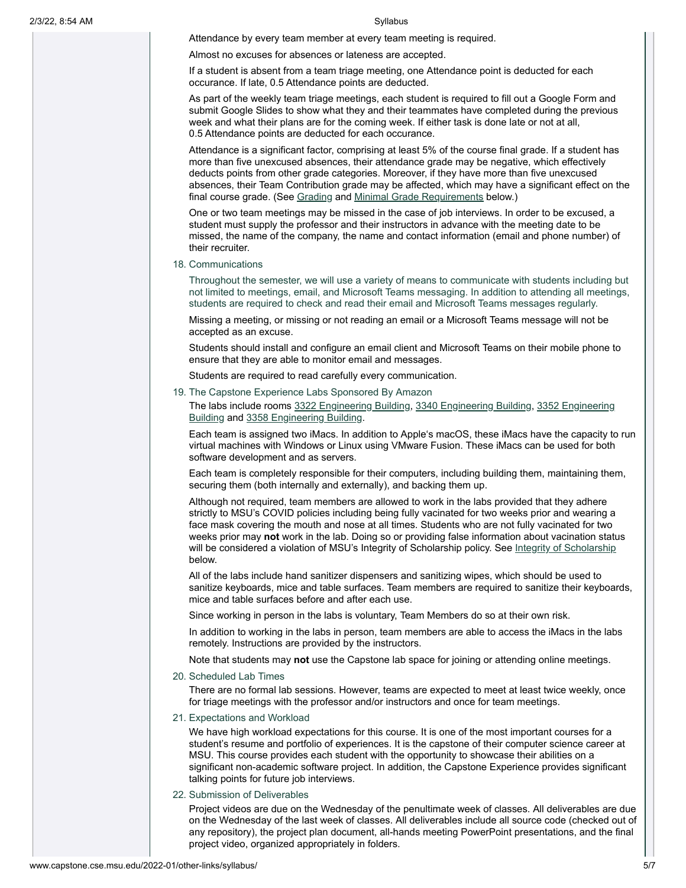Attendance by every team member at every team meeting is required.

Almost no excuses for absences or lateness are accepted.

If a student is absent from a team triage meeting, one Attendance point is deducted for each occurance. If late, 0.5 Attendance points are deducted.

As part of the weekly team triage meetings, each student is required to fill out a Google Form and submit Google Slides to show what they and their teammates have completed during the previous week and what their plans are for the coming week. If either task is done late or not at all, 0.5 Attendance points are deducted for each occurance.

Attendance is a significant factor, comprising at least 5% of the course final grade. If a student has more than five unexcused absences, their attendance grade may be negative, which effectively deducts points from other grade categories. Moreover, if they have more than five unexcused absences, their Team Contribution grade may be affected, which may have a significant effect on the final course grade. (See Grading and Minimal Grade Requirements below.)

One or two team meetings may be missed in the case of job interviews. In order to be excused, a student must supply the professor and their instructors in advance with the meeting date to be missed, the name of the company, the name and contact information (email and phone number) of their recruiter.

18. Communications

Throughout the semester, we will use a variety of means to communicate with students including but not limited to meetings, email, and Microsoft Teams messaging. In addition to attending all meetings, students are required to check and read their email and Microsoft Teams messages regularly.

Missing a meeting, or missing or not reading an email or a Microsoft Teams message will not be accepted as an excuse.

Students should install and configure an email client and Microsoft Teams on their mobile phone to ensure that they are able to monitor email and messages.

Students are required to read carefully every communication.

19. The Capstone Experience Labs Sponsored By Amazon

The labs include rooms 3322 Engineering Building, 3340 Engineering Building, 3352 Engineering Building and 3358 Engineering Building.

Each team is assigned two iMacs. In addition to Apple's macOS, these iMacs have the capacity to run virtual machines with Windows or Linux using VMware Fusion. These iMacs can be used for both software development and as servers.

Each team is completely responsible for their computers, including building them, maintaining them, securing them (both internally and externally), and backing them up.

Although not required, team members are allowed to work in the labs provided that they adhere strictly to MSU's COVID policies including being fully vacinated for two weeks prior and wearing a face mask covering the mouth and nose at all times. Students who are not fully vacinated for two weeks prior may **not** work in the lab. Doing so or providing false information about vacination status will be considered a violation of MSU's Integrity of Scholarship policy. See Integrity of Scholarship below.

All of the labs include hand sanitizer dispensers and sanitizing wipes, which should be used to sanitize keyboards, mice and table surfaces. Team members are required to sanitize their keyboards, mice and table surfaces before and after each use.

Since working in person in the labs is voluntary, Team Members do so at their own risk.

In addition to working in the labs in person, team members are able to access the iMacs in the labs remotely. Instructions are provided by the instructors.

Note that students may **not** use the Capstone lab space for joining or attending online meetings.

20. Scheduled Lab Times

There are no formal lab sessions. However, teams are expected to meet at least twice weekly, once for triage meetings with the professor and/or instructors and once for team meetings.

21. Expectations and Workload

We have high workload expectations for this course. It is one of the most important courses for a student's resume and portfolio of experiences. It is the capstone of their computer science career at MSU. This course provides each student with the opportunity to showcase their abilities on a significant non-academic software project. In addition, the Capstone Experience provides significant talking points for future job interviews.

22. Submission of Deliverables

Project videos are due on the Wednesday of the penultimate week of classes. All deliverables are due on the Wednesday of the last week of classes. All deliverables include all source code (checked out of any repository), the project plan document, all-hands meeting PowerPoint presentations, and the final project video, organized appropriately in folders.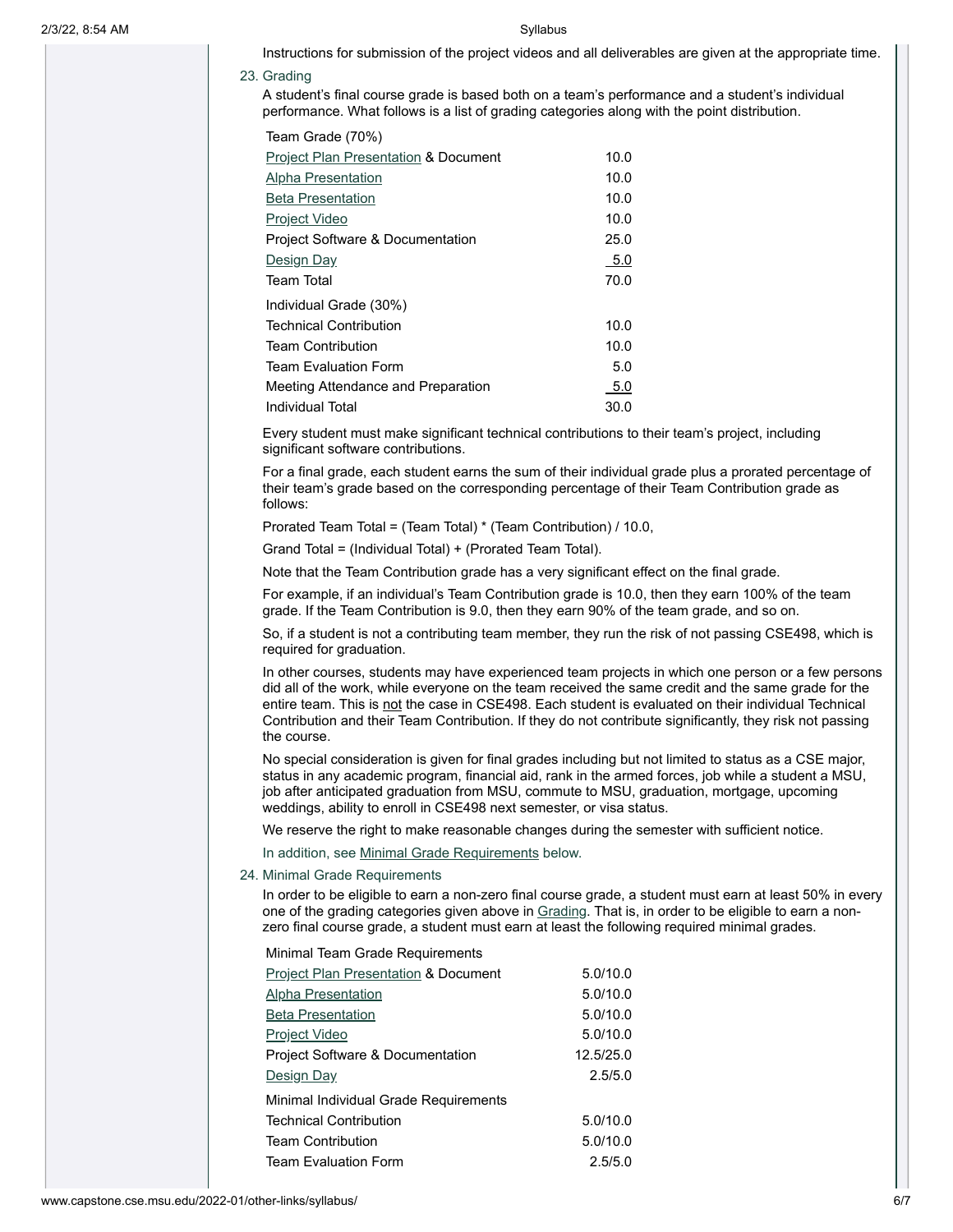Instructions for submission of the project videos and all deliverables are given at the appropriate time.

23. Grading

A student's final course grade is based both on a team's performance and a student's individual performance. What follows is a list of grading categories along with the point distribution.

| Team Grade (70%) | |
|---|---|
| Project Plan Presentation & Document | 10.0 |
| Alpha Presentation | 10.0 |
| Beta Presentation | 10.0 |
| Project Video | 10.0 |
| Project Software & Documentation | 25.0 |
| Design Day | 5.0 |
| Team Total | 70.0 |

| Individual Grade (30%) | |
|---|---|
| Technical Contribution | 10.0 |
| Team Contribution | 10.0 |
| Team Evaluation Form | 5.0 |
| Meeting Attendance and Preparation | 5.0 |
| Individual Total | 30.0 |

Every student must make significant technical contributions to their team's project, including significant software contributions.

For a final grade, each student earns the sum of their individual grade plus a prorated percentage of their team's grade based on the corresponding percentage of their Team Contribution grade as follows:

Prorated Team Total = (Team Total) * (Team Contribution) / 10.0,

Grand Total = (Individual Total) + (Prorated Team Total).

Note that the Team Contribution grade has a very significant effect on the final grade.

For example, if an individual's Team Contribution grade is 10.0, then they earn 100% of the team grade. If the Team Contribution is 9.0, then they earn 90% of the team grade, and so on.

So, if a student is not a contributing team member, they run the risk of not passing CSE498, which is required for graduation.

In other courses, students may have experienced team projects in which one person or a few persons did all of the work, while everyone on the team received the same credit and the same grade for the entire team. This is not the case in CSE498. Each student is evaluated on their individual Technical Contribution and their Team Contribution. If they do not contribute significantly, they risk not passing the course.

No special consideration is given for final grades including but not limited to status as a CSE major, status in any academic program, financial aid, rank in the armed forces, job while a student a MSU, job after anticipated graduation from MSU, commute to MSU, graduation, mortgage, upcoming weddings, ability to enroll in CSE498 next semester, or visa status.

We reserve the right to make reasonable changes during the semester with sufficient notice.

In addition, see Minimal Grade Requirements below.

24. Minimal Grade Requirements

In order to be eligible to earn a non-zero final course grade, a student must earn at least 50% in every one of the grading categories given above in Grading. That is, in order to be eligible to earn a non-zero final course grade, a student must earn at least the following required minimal grades.

| Minimal Team Grade Requirements | |
|---|---|
| Project Plan Presentation & Document | 5.0/10.0 |
| Alpha Presentation | 5.0/10.0 |
| Beta Presentation | 5.0/10.0 |
| Project Video | 5.0/10.0 |
| Project Software & Documentation | 12.5/25.0 |
| Design Day | 2.5/5.0 |

| Minimal Individual Grade Requirements | |
|---|---|
| Technical Contribution | 5.0/10.0 |
| Team Contribution | 5.0/10.0 |
| Team Evaluation Form | 2.5/5.0 |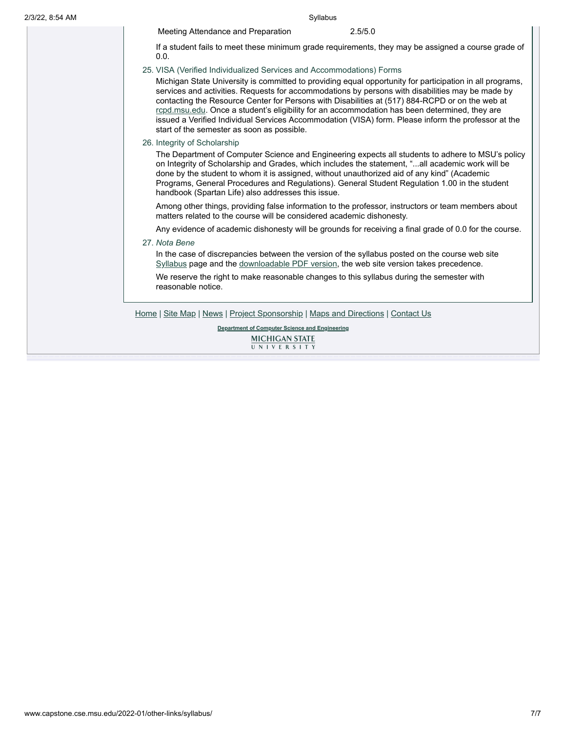| | |
|---|---|
| Meeting Attendance and Preparation | 2.5/5.0 |

If a student fails to meet these minimum grade requirements, they may be assigned a course grade of 0.0.

25. VISA (Verified Individualized Services and Accommodations) Forms

    Michigan State University is committed to providing equal opportunity for participation in all programs, services and activities. Requests for accommodations by persons with disabilities may be made by contacting the Resource Center for Persons with Disabilities at (517) 884-RCPD or on the web at rcpd.msu.edu. Once a student's eligibility for an accommodation has been determined, they are issued a Verified Individual Services Accommodation (VISA) form. Please inform the professor at the start of the semester as soon as possible.

26. Integrity of Scholarship

    The Department of Computer Science and Engineering expects all students to adhere to MSU's policy on Integrity of Scholarship and Grades, which includes the statement, "...all academic work will be done by the student to whom it is assigned, without unauthorized aid of any kind" (Academic Programs, General Procedures and Regulations). General Student Regulation 1.00 in the student handbook (Spartan Life) also addresses this issue.

    Among other things, providing false information to the professor, instructors or team members about matters related to the course will be considered academic dishonesty.

    Any evidence of academic dishonesty will be grounds for receiving a final grade of 0.0 for the course.

27. *Nota Bene*

    In the case of discrepancies between the version of the syllabus posted on the course web site Syllabus page and the downloadable PDF version, the web site version takes precedence.

    We reserve the right to make reasonable changes to this syllabus during the semester with reasonable notice.

Home | Site Map | News | Project Sponsorship | Maps and Directions | Contact Us

**Department of Computer Science and Engineering**

MICHIGAN STATE UNIVERSITY